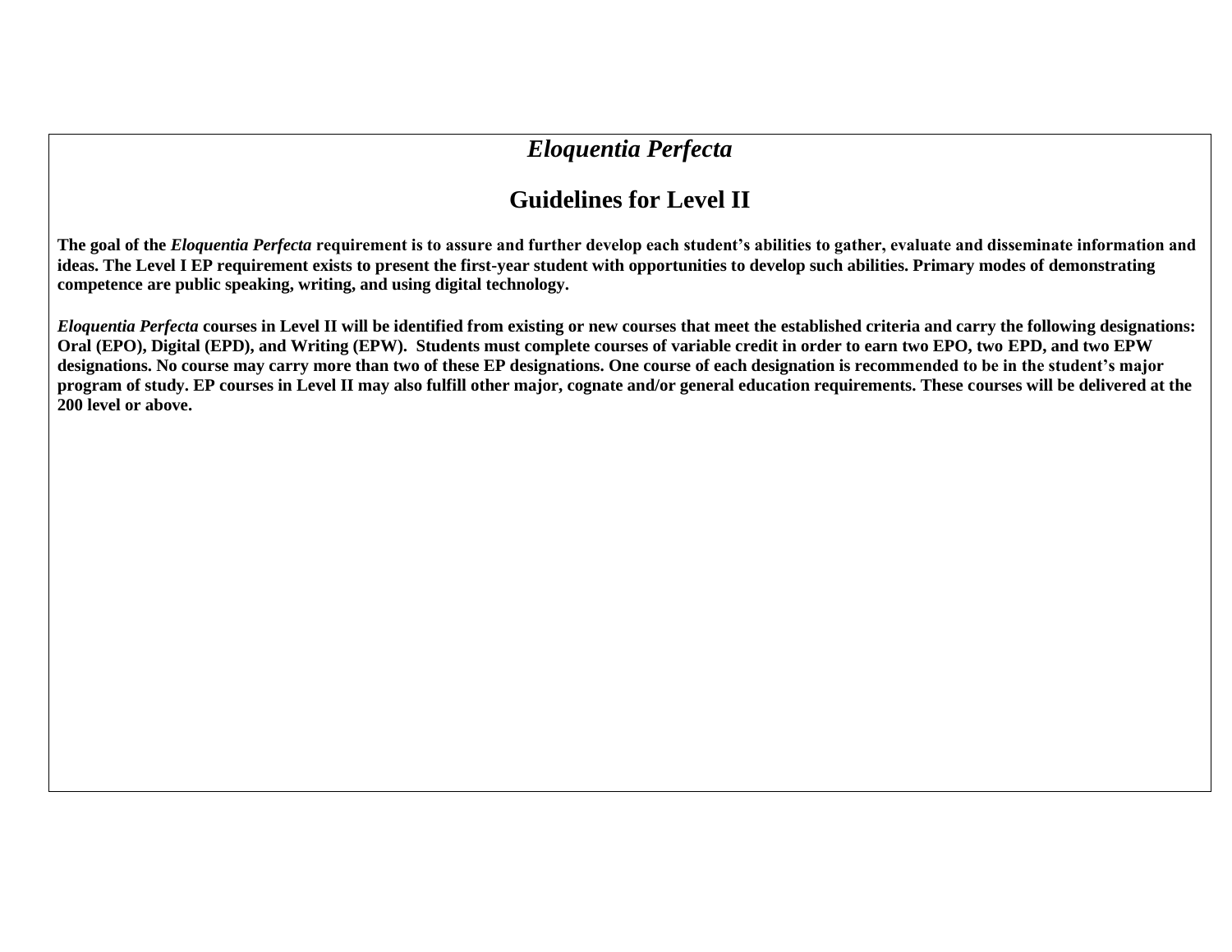# *Eloquentia Perfecta*

## Guidelines for Level II

**The goal of the *Eloquentia Perfecta* requirement is to assure and further develop each student's abilities to gather, evaluate and disseminate information and ideas. The Level I EP requirement exists to present the first-year student with opportunities to develop such abilities. Primary modes of demonstrating competence are public speaking, writing, and using digital technology.**

***Eloquentia Perfecta* courses in Level II will be identified from existing or new courses that meet the established criteria and carry the following designations: Oral (EPO), Digital (EPD), and Writing (EPW). Students must complete courses of variable credit in order to earn two EPO, two EPD, and two EPW designations. No course may carry more than two of these EP designations. One course of each designation is recommended to be in the student's major program of study. EP courses in Level II may also fulfill other major, cognate and/or general education requirements. These courses will be delivered at the 200 level or above.**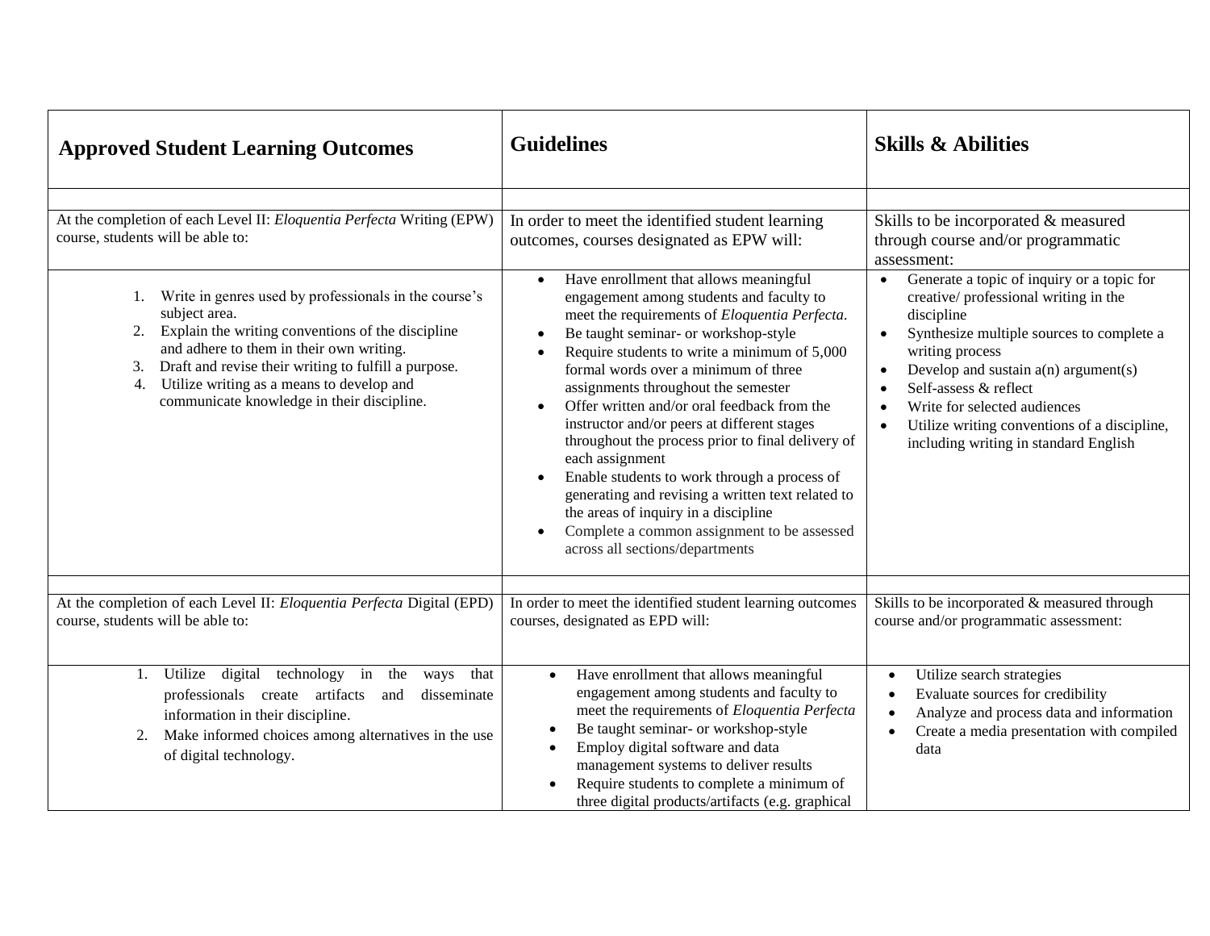| **Approved Student Learning Outcomes** | **Guidelines** | **Skills & Abilities** |
|---|---|---|
| | | |
| At the completion of each Level II: *Eloquentia Perfecta* Writing (EPW) course, students will be able to: | In order to meet the identified student learning outcomes, courses designated as EPW will: | Skills to be incorporated & measured through course and/or programmatic assessment: |
| 1. Write in genres used by professionals in the course's subject area.<br>2. Explain the writing conventions of the discipline and adhere to them in their own writing.<br>3. Draft and revise their writing to fulfill a purpose.<br>4. Utilize writing as a means to develop and communicate knowledge in their discipline. | • Have enrollment that allows meaningful engagement among students and faculty to meet the requirements of *Eloquentia Perfecta*.<br>• Be taught seminar- or workshop-style<br>• Require students to write a minimum of 5,000 formal words over a minimum of three assignments throughout the semester<br>• Offer written and/or oral feedback from the instructor and/or peers at different stages throughout the process prior to final delivery of each assignment<br>• Enable students to work through a process of generating and revising a written text related to the areas of inquiry in a discipline<br>• Complete a common assignment to be assessed across all sections/departments | • Generate a topic of inquiry or a topic for creative/ professional writing in the discipline<br>• Synthesize multiple sources to complete a writing process<br>• Develop and sustain a(n) argument(s)<br>• Self-assess & reflect<br>• Write for selected audiences<br>• Utilize writing conventions of a discipline, including writing in standard English |
| | | |
| At the completion of each Level II: *Eloquentia Perfecta* Digital (EPD) course, students will be able to: | In order to meet the identified student learning outcomes courses, designated as EPD will: | Skills to be incorporated & measured through course and/or programmatic assessment: |
| 1. Utilize digital technology in the ways that professionals create artifacts and disseminate information in their discipline.<br>2. Make informed choices among alternatives in the use of digital technology. | • Have enrollment that allows meaningful engagement among students and faculty to meet the requirements of *Eloquentia Perfecta*<br>• Be taught seminar- or workshop-style<br>• Employ digital software and data management systems to deliver results<br>• Require students to complete a minimum of three digital products/artifacts (e.g. graphical | • Utilize search strategies<br>• Evaluate sources for credibility<br>• Analyze and process data and information<br>• Create a media presentation with compiled data |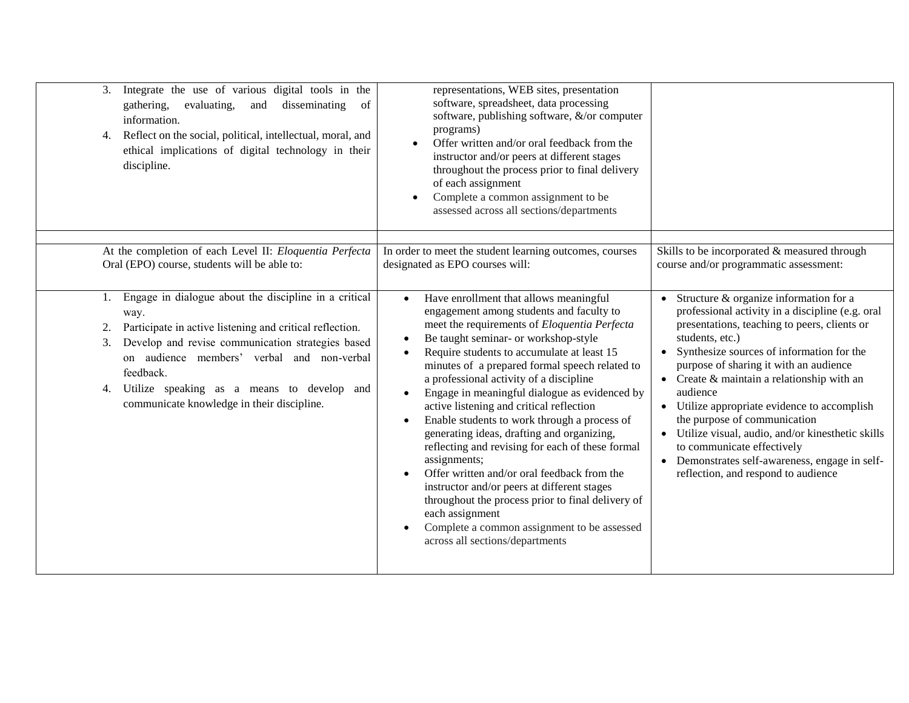| | | |
|---|---|---|
| 3. Integrate the use of various digital tools in the gathering, evaluating, and disseminating of information.<br>4. Reflect on the social, political, intellectual, moral, and ethical implications of digital technology in their discipline. | representations, WEB sites, presentation software, spreadsheet, data processing software, publishing software, &/or computer programs)<br>• Offer written and/or oral feedback from the instructor and/or peers at different stages throughout the process prior to final delivery of each assignment<br>• Complete a common assignment to be assessed across all sections/departments | |
| | | |
| At the completion of each Level II: *Eloquentia Perfecta* Oral (EPO) course, students will be able to: | In order to meet the student learning outcomes, courses designated as EPO courses will: | Skills to be incorporated & measured through course and/or programmatic assessment: |
| 1. Engage in dialogue about the discipline in a critical way.<br>2. Participate in active listening and critical reflection.<br>3. Develop and revise communication strategies based on audience members' verbal and non-verbal feedback.<br>4. Utilize speaking as a means to develop and communicate knowledge in their discipline. | • Have enrollment that allows meaningful engagement among students and faculty to meet the requirements of *Eloquentia Perfecta*<br>• Be taught seminar- or workshop-style<br>• Require students to accumulate at least 15 minutes of a prepared formal speech related to a professional activity of a discipline<br>• Engage in meaningful dialogue as evidenced by active listening and critical reflection<br>• Enable students to work through a process of generating ideas, drafting and organizing, reflecting and revising for each of these formal assignments;<br>• Offer written and/or oral feedback from the instructor and/or peers at different stages throughout the process prior to final delivery of each assignment<br>• Complete a common assignment to be assessed across all sections/departments | • Structure & organize information for a professional activity in a discipline (e.g. oral presentations, teaching to peers, clients or students, etc.)<br>• Synthesize sources of information for the purpose of sharing it with an audience<br>• Create & maintain a relationship with an audience<br>• Utilize appropriate evidence to accomplish the purpose of communication<br>• Utilize visual, audio, and/or kinesthetic skills to communicate effectively<br>• Demonstrates self-awareness, engage in self-reflection, and respond to audience |